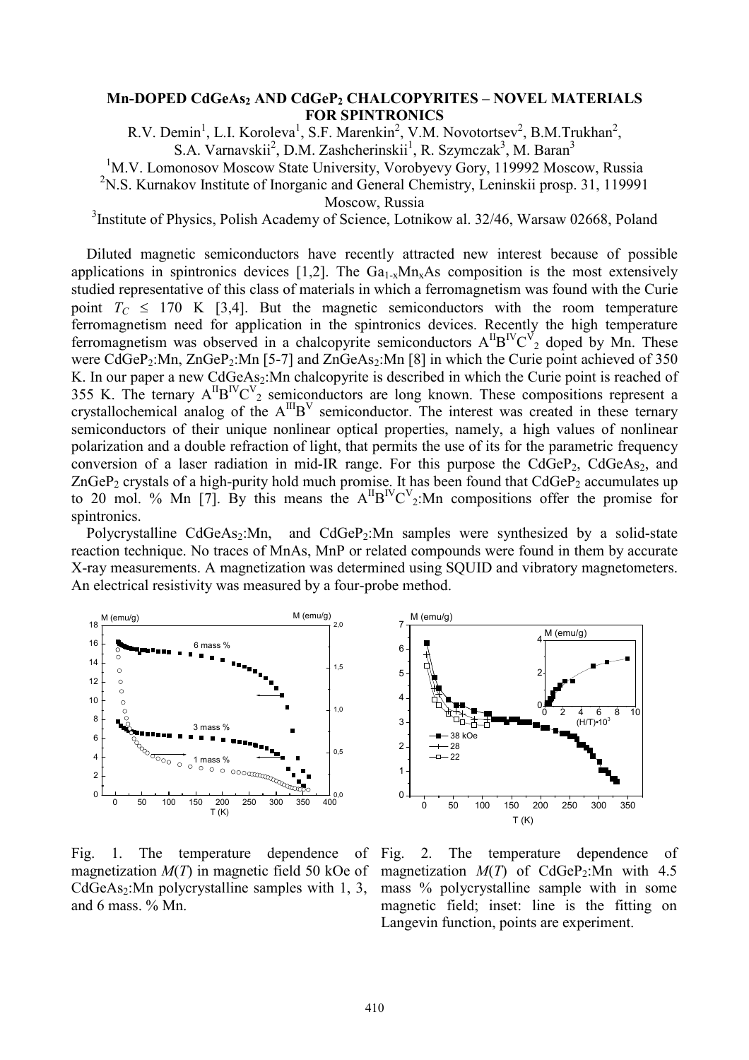# Mn-DOPED $CdGeAs_2$ AND $CdGeP_2$ CHALCOPYRITES – NOVEL MATERIALS FOR SPINTRONICS

R.V. Demin[1], L.I. Koroleva[1], S.F. Marenkin[2], V.M. Novototrtsev[2], B.M.Trukhan[2], S.A. Varnavskii[2], D.M. Zashcherinskii[1], R. Szymczak[3], M. Baran[3]

[1]M.V. Lomonosov Moscow State University, Vorobyevy Gory, 119992 Moscow, Russia

[2]N.S. Kurnakov Institute of Inorganic and General Chemistry, Leninskii prosp. 31, 119991 Moscow, Russia

[3]Institute of Physics, Polish Academy of Science, Lotnikow al. 32/46, Warsaw 02668, Poland

Diluted magnetic semiconductors have recently attracted new interest because of possible applications in spintronics devices [1,2]. The $Ga_{1-x}Mn_xAs$ composition is the most extensively studied representative of this class of materials in which a ferromagnetism was found with the Curie point $T_C \leq 170$ K [3,4]. But the magnetic semiconductors with the room temperature ferromagnetism need for application in the spintronics devices. Recently the high temperature ferromagnetism was observed in a chalcopyrite semiconductors $A^{II}B^{IV}C^{V}_2$ doped by Mn. These were $CdGeP_2$:Mn, $ZnGeP_2$:Mn [5-7] and $ZnGeAs_2$:Mn [8] in which the Curie point achieved of 350 K. In our paper a new $CdGeAs_2$:Mn chalcopyrite is described in which the Curie point is reached of 355 K. The ternary $A^{II}B^{IV}C^{V}_2$ semiconductors are long known. These compositions represent a crystallochemical analog of the $A^{III}B^{V}$ semiconductor. The interest was created in these ternary semiconductors of their unique nonlinear optical properties, namely, a high values of nonlinear polarization and a double refraction of light, that permits the use of its for the parametric frequency conversion of a laser radiation in mid-IR range. For this purpose the $CdGeP_2$, $CdGeAs_2$, and $ZnGeP_2$ crystals of a high-purity hold much promise. It has been found that $CdGeP_2$ accumulates up to 20 mol. % Mn [7]. By this means the $A^{II}B^{IV}C^{V}_2$:Mn compositions offer the promise for spintronics.

Polycrystalline $CdGeAs_2$:Mn, and $CdGeP_2$:Mn samples were synthesized by a solid-state reaction technique. No traces of MnAs, MnP or related compounds were found in them by accurate X-ray measurements. A magnetization was determined using SQUID and vibratory magnetometers. An electrical resistivity was measured by a four-probe method.

Fig. 1. The temperature dependence of magnetization $M(T)$ in magnetic field 50 kOe of $CdGeAs_2$:Mn polycrystalline samples with 1, 3, and 6 mass. % Mn.

Fig. 2. The temperature dependence of magnetization $M(T)$ of $CdGeP_2$:Mn with 4.5 mass % polycrystalline sample with in some magnetic field; inset: line is the fitting on Langevin function, points are experiment.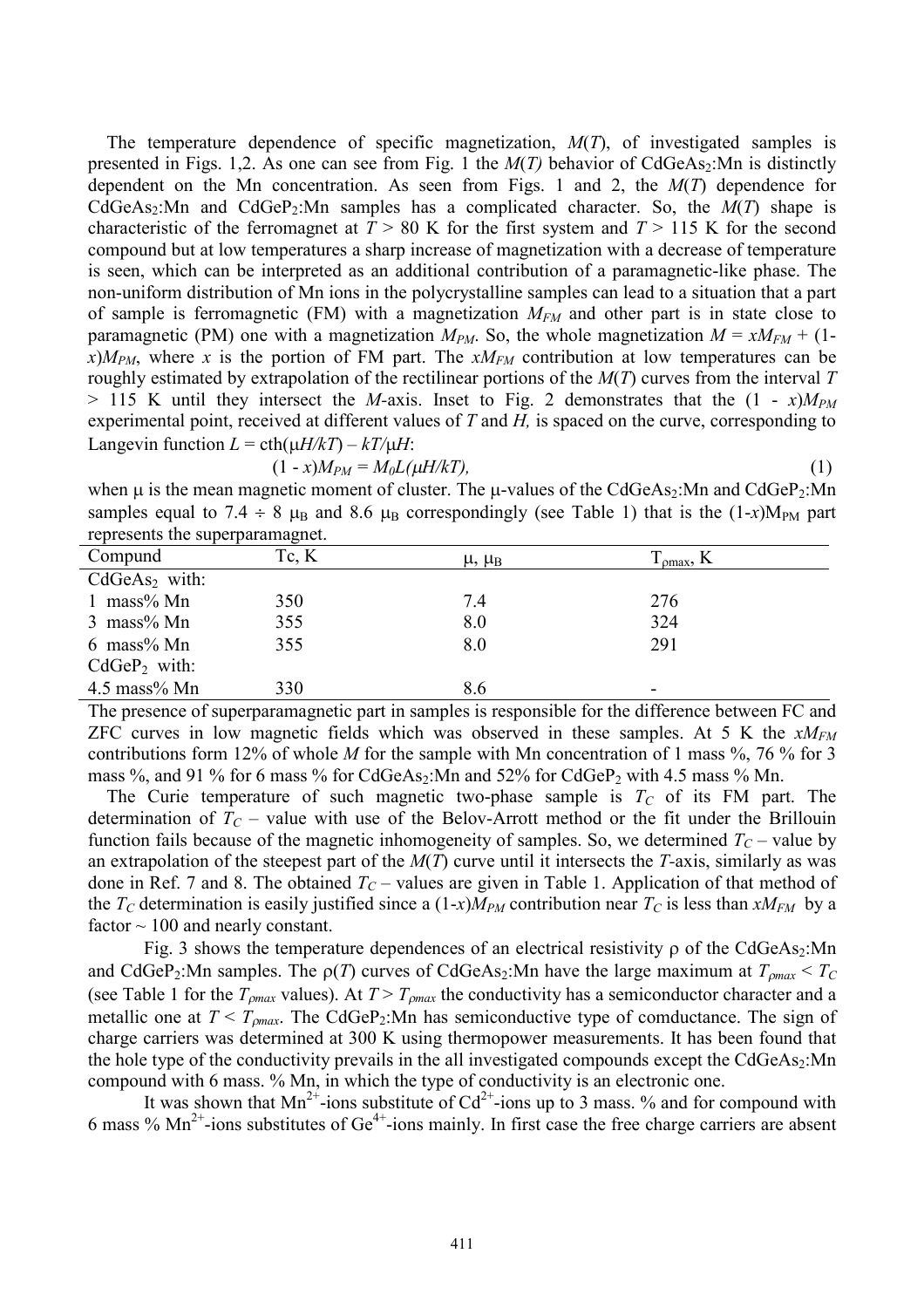The temperature dependence of specific magnetization, $M(T)$, of investigated samples is presented in Figs. 1,2. As one can see from Fig. 1 the $M(T)$ behavior of $CdGeAs_2$:Mn is distinctly dependent on the Mn concentration. As seen from Figs. 1 and 2, the $M(T)$ dependence for $CdGeAs_2$:Mn and $CdGeP_2$:Mn samples has a complicated character. So, the $M(T)$ shape is characteristic of the ferromagnet at $T > 80$ K for the first system and $T > 115$ K for the second compound but at low temperatures a sharp increase of magnetization with a decrease of temperature is seen, which can be interpreted as an additional contribution of a paramagnetic-like phase. The non-uniform distribution of Mn ions in the polycrystalline samples can lead to a situation that a part of sample is ferromagnetic (FM) with a magnetization $M_{FM}$ and other part is in state close to paramagnetic (PM) one with a magnetization $M_{PM}$. So, the whole magnetization $M = xM_{FM} + (1-x)M_{PM}$, where $x$ is the portion of FM part. The $xM_{FM}$ contribution at low temperatures can be roughly estimated by extrapolation of the rectilinear portions of the $M(T)$ curves from the interval $T > 115$ K until they intersect the $M$-axis. Inset to Fig. 2 demonstrates that the $(1 - x)M_{PM}$ experimental point, received at different values of $T$ and $H$, is spaced on the curve, corresponding to Langevin function $L = \mathrm{cth}(\mu H/kT) - kT/\mu H$:

$$(1 - x)M_{PM} = M_0 L(\mu H/kT), \qquad (1)$$

when $\mu$ is the mean magnetic moment of cluster. The $\mu$-values of the $CdGeAs_2$:Mn and $CdGeP_2$:Mn samples equal to 7.4 ÷ 8 $\mu_B$ and 8.6 $\mu_B$ correspondingly (see Table 1) that is the $(1-x)M_{PM}$ part represents the superparamagnet.

| Compund | Tc, K | $\mu$, $\mu_B$ | $T_{\rho max}$, K |
|---|---|---|---|
| $CdGeAs_2$ with: | | | |
| 1 mass% Mn | 350 | 7.4 | 276 |
| 3 mass% Mn | 355 | 8.0 | 324 |
| 6 mass% Mn | 355 | 8.0 | 291 |
| $CdGeP_2$ with: | | | |
| 4.5 mass% Mn | 330 | 8.6 | - |

The presence of superparamagnetic part in samples is responsible for the difference between FC and ZFC curves in low magnetic fields which was observed in these samples. At 5 K the $xM_{FM}$ contributions form 12% of whole $M$ for the sample with Mn concentration of 1 mass %, 76 % for 3 mass %, and 91 % for 6 mass % for $CdGeAs_2$:Mn and 52% for $CdGeP_2$ with 4.5 mass % Mn.

The Curie temperature of such magnetic two-phase sample is $T_C$ of its FM part. The determination of $T_C$ – value with use of the Belov-Arrott method or the fit under the Brillouin function fails because of the magnetic inhomogeneity of samples. So, we determined $T_C$ – value by an extrapolation of the steepest part of the $M(T)$ curve until it intersects the $T$-axis, similarly as was done in Ref. 7 and 8. The obtained $T_C$ – values are given in Table 1. Application of that method of the $T_C$ determination is easily justified since a $(1-x)M_{PM}$ contribution near $T_C$ is less than $xM_{FM}$ by a factor ~ 100 and nearly constant.

Fig. 3 shows the temperature dependences of an electrical resistivity $\rho$ of the $CdGeAs_2$:Mn and $CdGeP_2$:Mn samples. The $\rho(T)$ curves of $CdGeAs_2$:Mn have the large maximum at $T_{\rho max} < T_C$ (see Table 1 for the $T_{\rho max}$ values). At $T > T_{\rho max}$ the conductivity has a semiconductor character and a metallic one at $T < T_{\rho max}$. The $CdGeP_2$:Mn has semiconductive type of comductance. The sign of charge carriers was determined at 300 K using thermopower measurements. It has been found that the hole type of the conductivity prevails in the all investigated compounds except the $CdGeAs_2$:Mn compound with 6 mass. % Mn, in which the type of conductivity is an electronic one.

It was shown that $Mn^{2+}$-ions substitute of $Cd^{2+}$-ions up to 3 mass. % and for compound with 6 mass % $Mn^{2+}$-ions substitutes of $Ge^{4+}$-ions mainly. In first case the free charge carriers are absent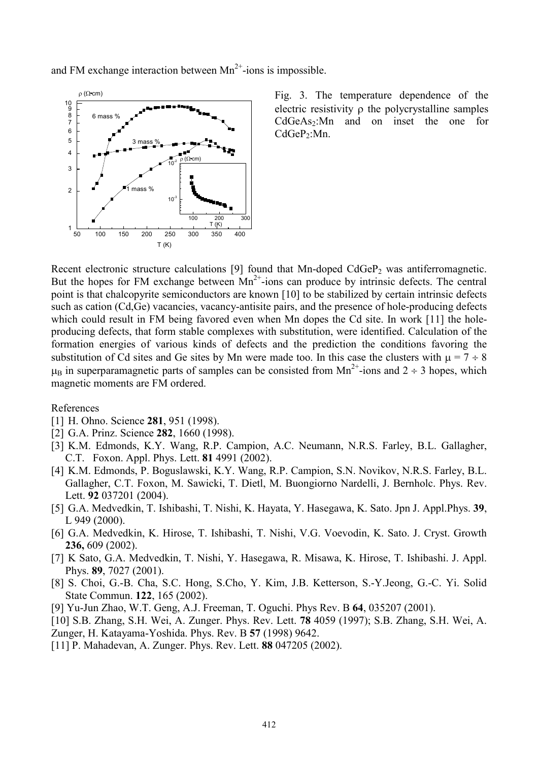and FM exchange interaction between $Mn^{2+}$-ions is impossible.

ρ (Ω•cm)
10
9
8
7
6
5
4
3
2
1
6 mass %
3 mass %
1 mass %
50 100 150 200 250 300 350 400
T (K)
ρ (Ω•cm)
$10^{-2}$
$10^{-3}$
100 200 300
T (K)

Fig. 3. The temperature dependence of the electric resistivity ρ the polycrystalline samples $CdGeAs_2$:Mn and on inset the one for $CdGeP_2$:Mn.

Recent electronic structure calculations [9] found that Mn-doped $CdGeP_2$ was antiferromagnetic. But the hopes for FM exchange between $Mn^{2+}$-ions can produce by intrinsic defects. The central point is that chalcopyrite semiconductors are known [10] to be stabilized by certain intrinsic defects such as cation (Cd,Ge) vacancies, vacancy-antisite pairs, and the presence of hole-producing defects which could result in FM being favored even when Mn dopes the Cd site. In work [11] the hole-producing defects, that form stable complexes with substitution, were identified. Calculation of the formation energies of various kinds of defects and the prediction the conditions favoring the substitution of Cd sites and Ge sites by Mn were made too. In this case the clusters with $\mu = 7 \div 8$ $\mu_B$ in superparamagnetic parts of samples can be consisted from $Mn^{2+}$-ions and $2 \div 3$ hopes, which magnetic moments are FM ordered.

References

[1] H. Ohno. Science **281**, 951 (1998).
[2] G.A. Prinz. Science **282**, 1660 (1998).
[3] K.M. Edmonds, K.Y. Wang, R.P. Campion, A.C. Neumann, N.R.S. Farley, B.L. Gallagher, C.T. Foxon. Appl. Phys. Lett. **81** 4991 (2002).
[4] K.M. Edmonds, P. Boguslawski, K.Y. Wang, R.P. Campion, S.N. Novikov, N.R.S. Farley, B.L. Gallagher, C.T. Foxon, M. Sawicki, T. Dietl, M. Buongiorno Nardelli, J. Bernholc. Phys. Rev. Lett. **92** 037201 (2004).
[5] G.A. Medvedkin, T. Ishibashi, T. Nishi, K. Hayata, Y. Hasegawa, K. Sato. Jpn J. Appl.Phys. **39**, L 949 (2000).
[6] G.A. Medvedkin, K. Hirose, T. Ishibashi, T. Nishi, V.G. Voevodin, K. Sato. J. Cryst. Growth **236,** 609 (2002).
[7] K Sato, G.A. Medvedkin, T. Nishi, Y. Hasegawa, R. Misawa, K. Hirose, T. Ishibashi. J. Appl. Phys. **89**, 7027 (2001).
[8] S. Choi, G.-B. Cha, S.C. Hong, S.Cho, Y. Kim, J.B. Ketterson, S.-Y.Jeong, G.-C. Yi. Solid State Commun. **122**, 165 (2002).
[9] Yu-Jun Zhao, W.T. Geng, A.J. Freeman, T. Oguchi. Phys Rev. B **64**, 035207 (2001).
[10] S.B. Zhang, S.H. Wei, A. Zunger. Phys. Rev. Lett. **78** 4059 (1997); S.B. Zhang, S.H. Wei, A. Zunger, H. Katayama-Yoshida. Phys. Rev. B **57** (1998) 9642.
[11] P. Mahadevan, A. Zunger. Phys. Rev. Lett. **88** 047205 (2002).